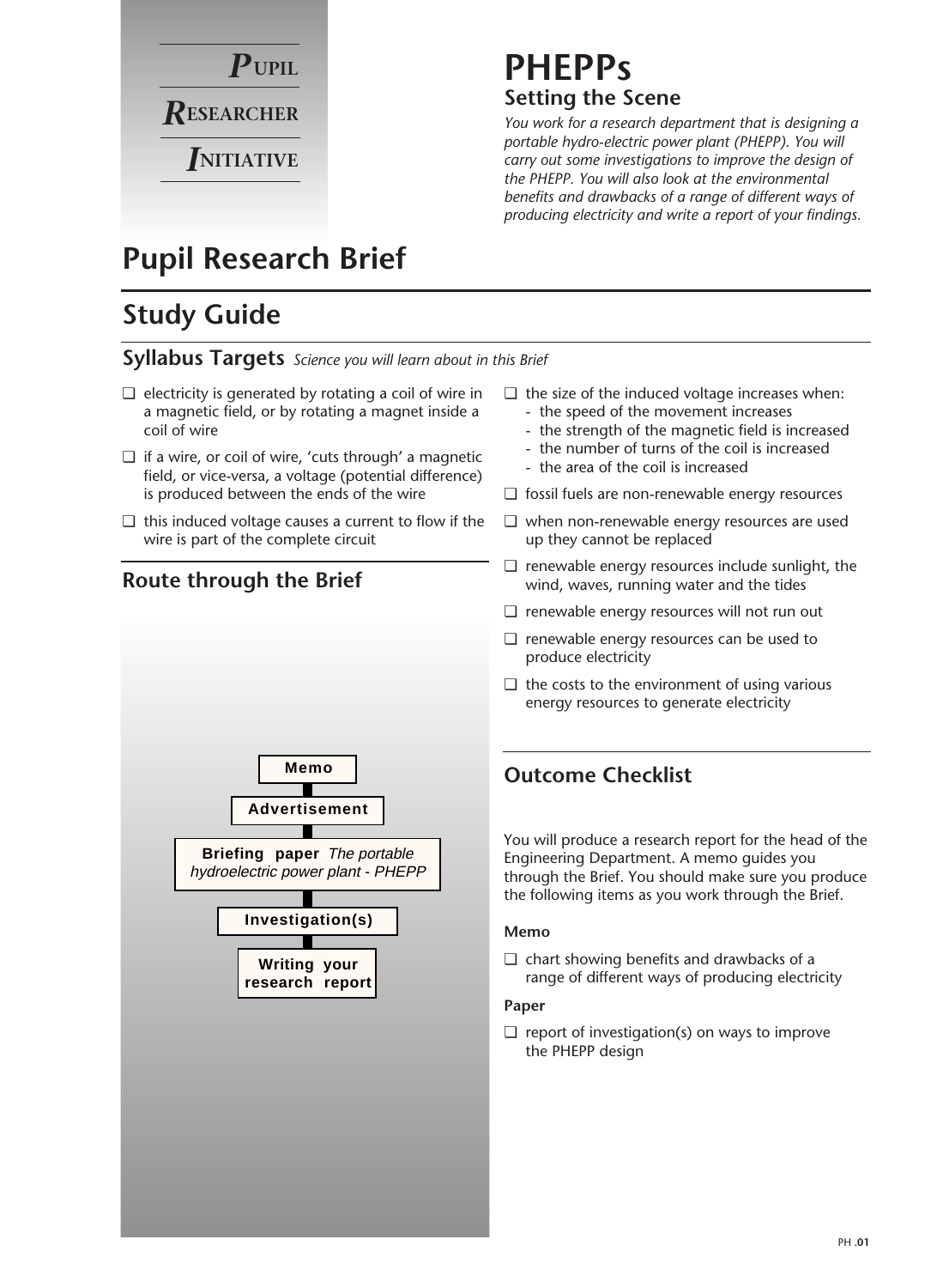**P**UPIL **R**ESEARCHER **I**NITIATIVE

# PHEPPs

## Setting the Scene

*You work for a research department that is designing a portable hydro-electric power plant (PHEPP). You will carry out some investigations to improve the design of the PHEPP. You will also look at the environmental benefits and drawbacks of a range of different ways of producing electricity and write a report of your findings.*

# Pupil Research Brief

## Study Guide

### Syllabus Targets *Science you will learn about in this Brief*

- ❑ electricity is generated by rotating a coil of wire in a magnetic field, or by rotating a magnet inside a coil of wire
- ❑ if a wire, or coil of wire, 'cuts through' a magnetic field, or vice-versa, a voltage (potential difference) is produced between the ends of the wire
- ❑ this induced voltage causes a current to flow if the wire is part of the complete circuit
- ❑ the size of the induced voltage increases when:
  - the speed of the movement increases
  - the strength of the magnetic field is increased
  - the number of turns of the coil is increased
  - the area of the coil is increased
- ❑ fossil fuels are non-renewable energy resources
- ❑ when non-renewable energy resources are used up they cannot be replaced
- ❑ renewable energy resources include sunlight, the wind, waves, running water and the tides
- ❑ renewable energy resources will not run out
- ❑ renewable energy resources can be used to produce electricity
- ❑ the costs to the environment of using various energy resources to generate electricity

### Route through the Brief

**Memo**

**Advertisement**

**Briefing paper** *The portable hydroelectric power plant - PHEPP*

**Investigation(s)**

**Writing your research report**

### Outcome Checklist

You will produce a research report for the head of the Engineering Department. A memo guides you through the Brief. You should make sure you produce the following items as you work through the Brief.

**Memo**

- ❑ chart showing benefits and drawbacks of a range of different ways of producing electricity

**Paper**

- ❑ report of investigation(s) on ways to improve the PHEPP design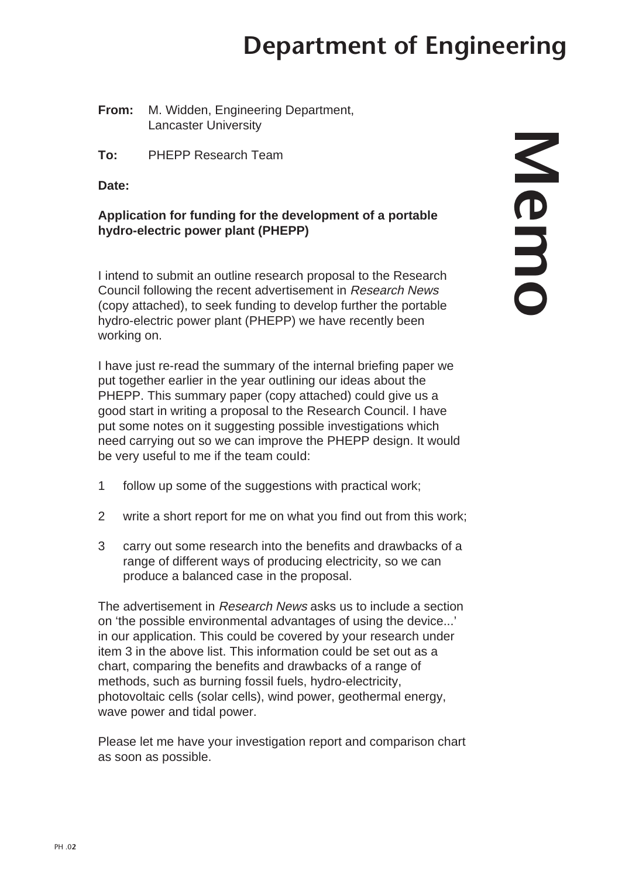# Department of Engineering

# Memo

**From:** M. Widden, Engineering Department, Lancaster University

**To:** PHEPP Research Team

**Date:**

**Application for funding for the development of a portable hydro-electric power plant (PHEPP)**

I intend to submit an outline research proposal to the Research Council following the recent advertisement in *Research News* (copy attached), to seek funding to develop further the portable hydro-electric power plant (PHEPP) we have recently been working on.

I have just re-read the summary of the internal briefing paper we put together earlier in the year outlining our ideas about the PHEPP. This summary paper (copy attached) could give us a good start in writing a proposal to the Research Council. I have put some notes on it suggesting possible investigations which need carrying out so we can improve the PHEPP design. It would be very useful to me if the team could:

1. follow up some of the suggestions with practical work;
2. write a short report for me on what you find out from this work;
3. carry out some research into the benefits and drawbacks of a range of different ways of producing electricity, so we can produce a balanced case in the proposal.

The advertisement in *Research News* asks us to include a section on 'the possible environmental advantages of using the device...' in our application. This could be covered by your research under item 3 in the above list. This information could be set out as a chart, comparing the benefits and drawbacks of a range of methods, such as burning fossil fuels, hydro-electricity, photovoltaic cells (solar cells), wind power, geothermal energy, wave power and tidal power.

Please let me have your investigation report and comparison chart as soon as possible.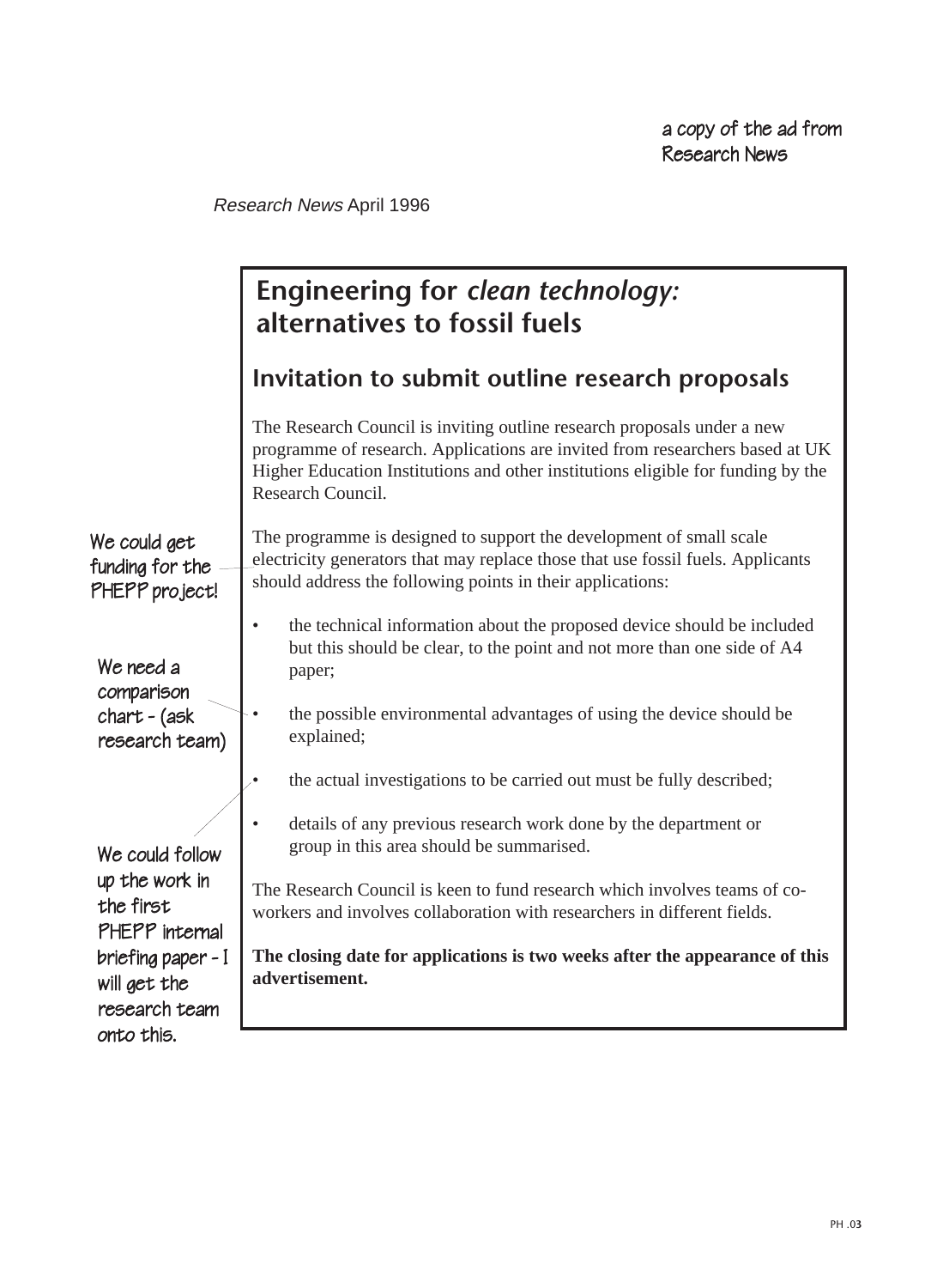a copy of the ad from Research News

*Research News* April 1996

# Engineering for *clean technology:* alternatives to fossil fuels

## Invitation to submit outline research proposals

The Research Council is inviting outline research proposals under a new programme of research. Applications are invited from researchers based at UK Higher Education Institutions and other institutions eligible for funding by the Research Council.

The programme is designed to support the development of small scale electricity generators that may replace those that use fossil fuels. Applicants should address the following points in their applications:

- the technical information about the proposed device should be included but this should be clear, to the point and not more than one side of A4 paper;
- the possible environmental advantages of using the device should be explained;
- the actual investigations to be carried out must be fully described;
- details of any previous research work done by the department or group in this area should be summarised.

The Research Council is keen to fund research which involves teams of co-workers and involves collaboration with researchers in different fields.

**The closing date for applications is two weeks after the appearance of this advertisement.**

We could get funding for the PHEPP project!

We need a comparison chart - (ask research team)

We could follow up the work in the first PHEPP internal briefing paper - I will get the research team onto this.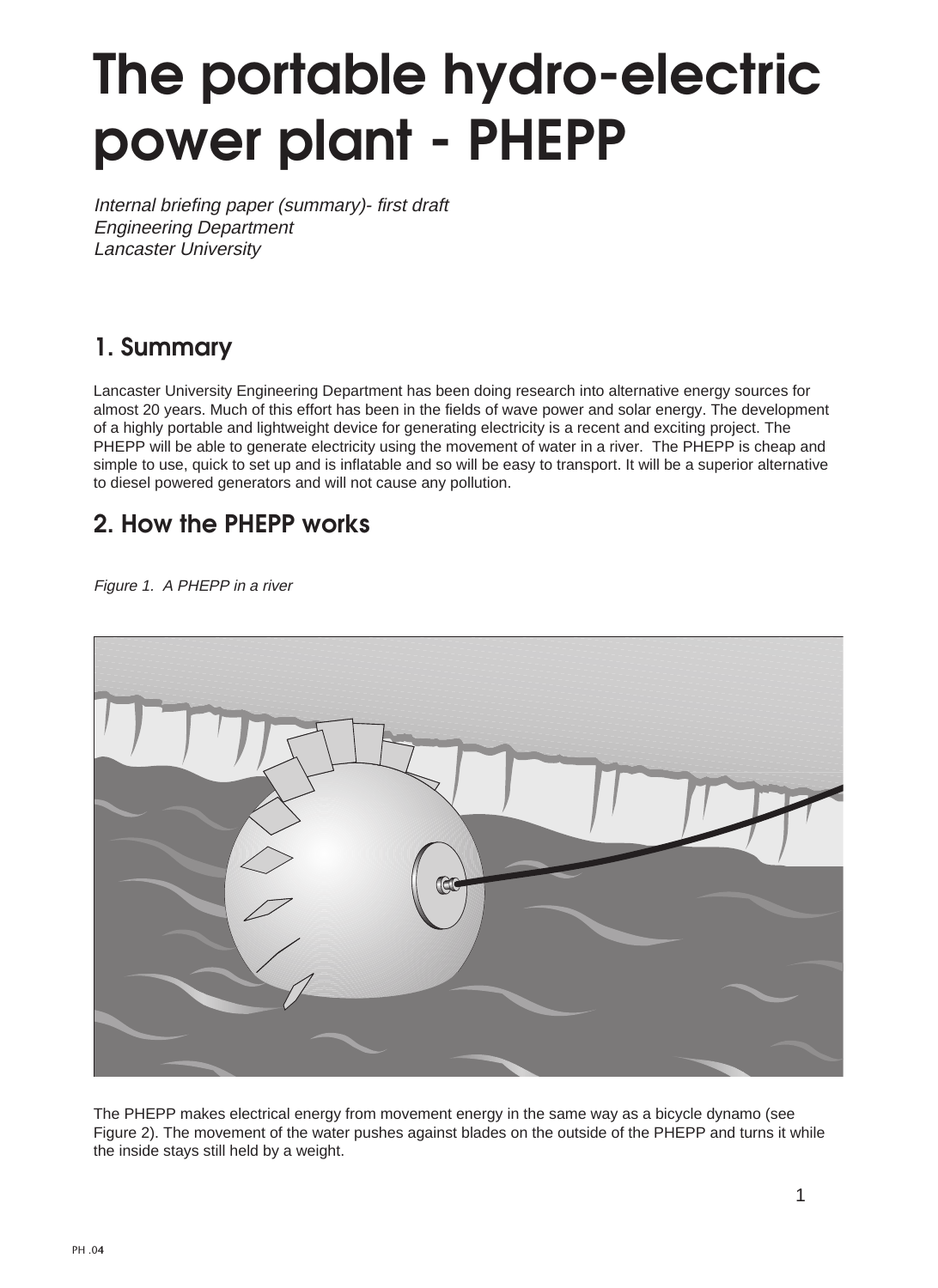# The portable hydro-electric power plant - PHEPP

*Internal briefing paper (summary)- first draft*
*Engineering Department*
*Lancaster University*

## 1. Summary

Lancaster University Engineering Department has been doing research into alternative energy sources for almost 20 years. Much of this effort has been in the fields of wave power and solar energy. The development of a highly portable and lightweight device for generating electricity is a recent and exciting project. The PHEPP will be able to generate electricity using the movement of water in a river. The PHEPP is cheap and simple to use, quick to set up and is inflatable and so will be easy to transport. It will be a superior alternative to diesel powered generators and will not cause any pollution.

## 2. How the PHEPP works

*Figure 1. A PHEPP in a river*

The PHEPP makes electrical energy from movement energy in the same way as a bicycle dynamo (see Figure 2). The movement of the water pushes against blades on the outside of the PHEPP and turns it while the inside stays still held by a weight.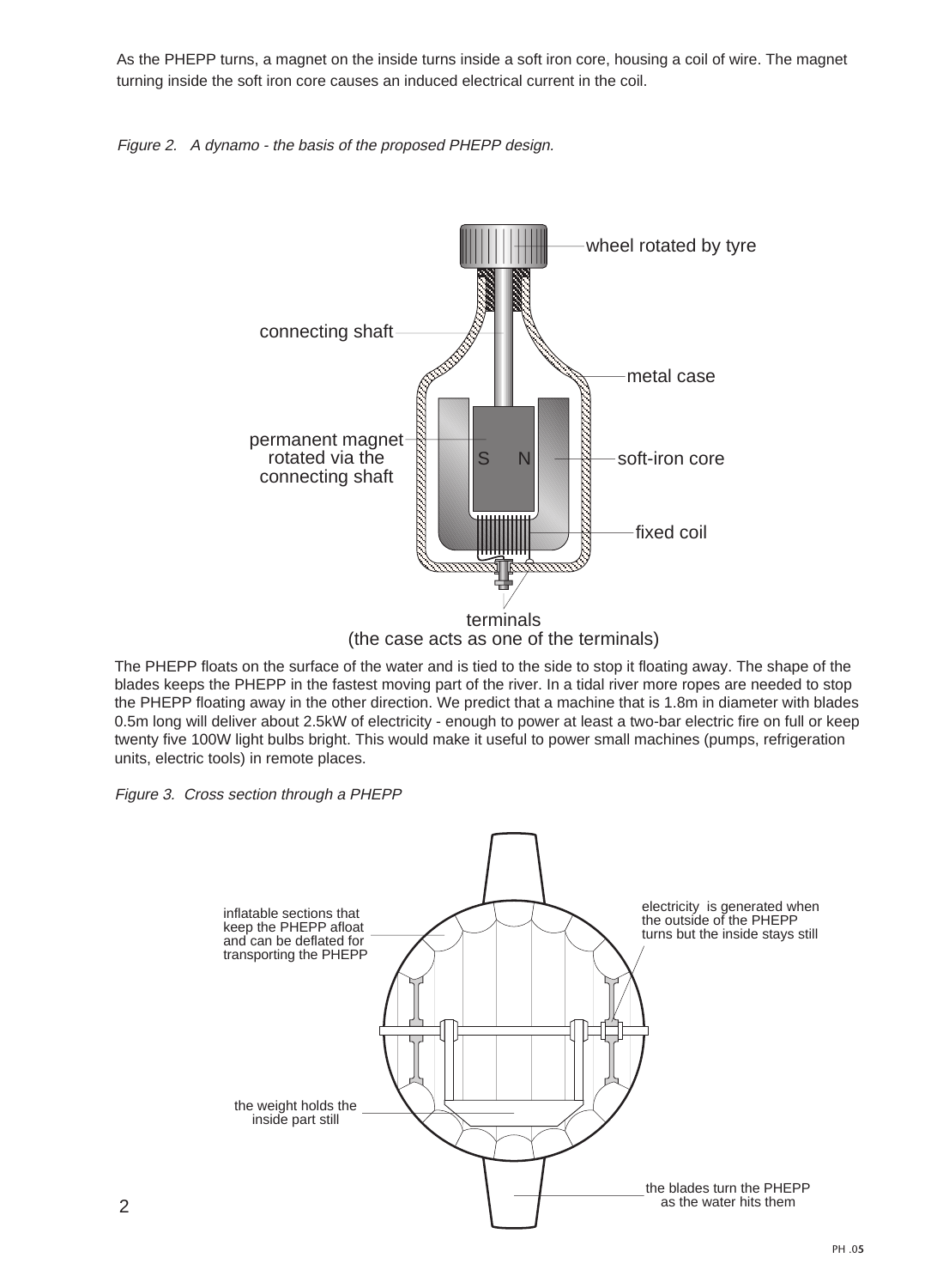As the PHEPP turns, a magnet on the inside turns inside a soft iron core, housing a coil of wire. The magnet turning inside the soft iron core causes an induced electrical current in the coil.

*Figure 2. A dynamo - the basis of the proposed PHEPP design.*

wheel rotated by tyre

connecting shaft

metal case

permanent magnet rotated via the connecting shaft

S N

soft-iron core

fixed coil

terminals (the case acts as one of the terminals)

The PHEPP floats on the surface of the water and is tied to the side to stop it floating away. The shape of the blades keeps the PHEPP in the fastest moving part of the river. In a tidal river more ropes are needed to stop the PHEPP floating away in the other direction. We predict that a machine that is 1.8m in diameter with blades 0.5m long will deliver about 2.5kW of electricity - enough to power at least a two-bar electric fire on full or keep twenty five 100W light bulbs bright. This would make it useful to power small machines (pumps, refrigeration units, electric tools) in remote places.

*Figure 3. Cross section through a PHEPP*

inflatable sections that keep the PHEPP afloat and can be deflated for transporting the PHEPP

electricity is generated when the outside of the PHEPP turns but the inside stays still

the weight holds the inside part still

the blades turn the PHEPP as the water hits them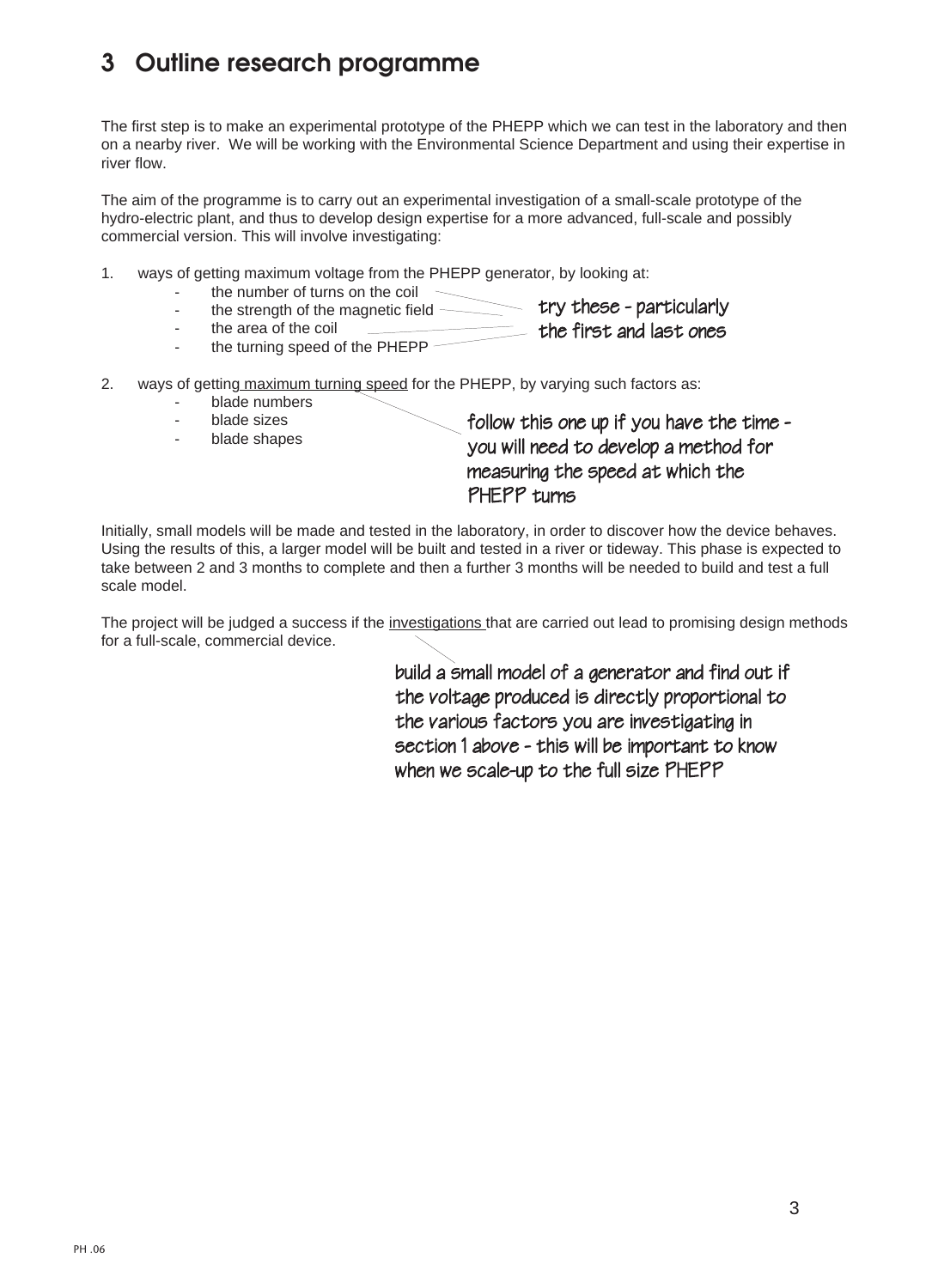# 3 Outline research programme

The first step is to make an experimental prototype of the PHEPP which we can test in the laboratory and then on a nearby river. We will be working with the Environmental Science Department and using their expertise in river flow.

The aim of the programme is to carry out an experimental investigation of a small-scale prototype of the hydro-electric plant, and thus to develop design expertise for a more advanced, full-scale and possibly commercial version. This will involve investigating:

1. ways of getting maximum voltage from the PHEPP generator, by looking at:
   - the number of turns on the coil
   - the strength of the magnetic field
   - the area of the coil
   - the turning speed of the PHEPP

   *try these - particularly the first and last ones*

2. ways of getting maximum turning speed for the PHEPP, by varying such factors as:
   - blade numbers
   - blade sizes
   - blade shapes

   *follow this one up if you have the time - you will need to develop a method for measuring the speed at which the PHEPP turns*

Initially, small models will be made and tested in the laboratory, in order to discover how the device behaves. Using the results of this, a larger model will be built and tested in a river or tideway. This phase is expected to take between 2 and 3 months to complete and then a further 3 months will be needed to build and test a full scale model.

The project will be judged a success if the investigations that are carried out lead to promising design methods for a full-scale, commercial device.

*build a small model of a generator and find out if the voltage produced is directly proportional to the various factors you are investigating in section 1 above - this will be important to know when we scale-up to the full size PHEPP*